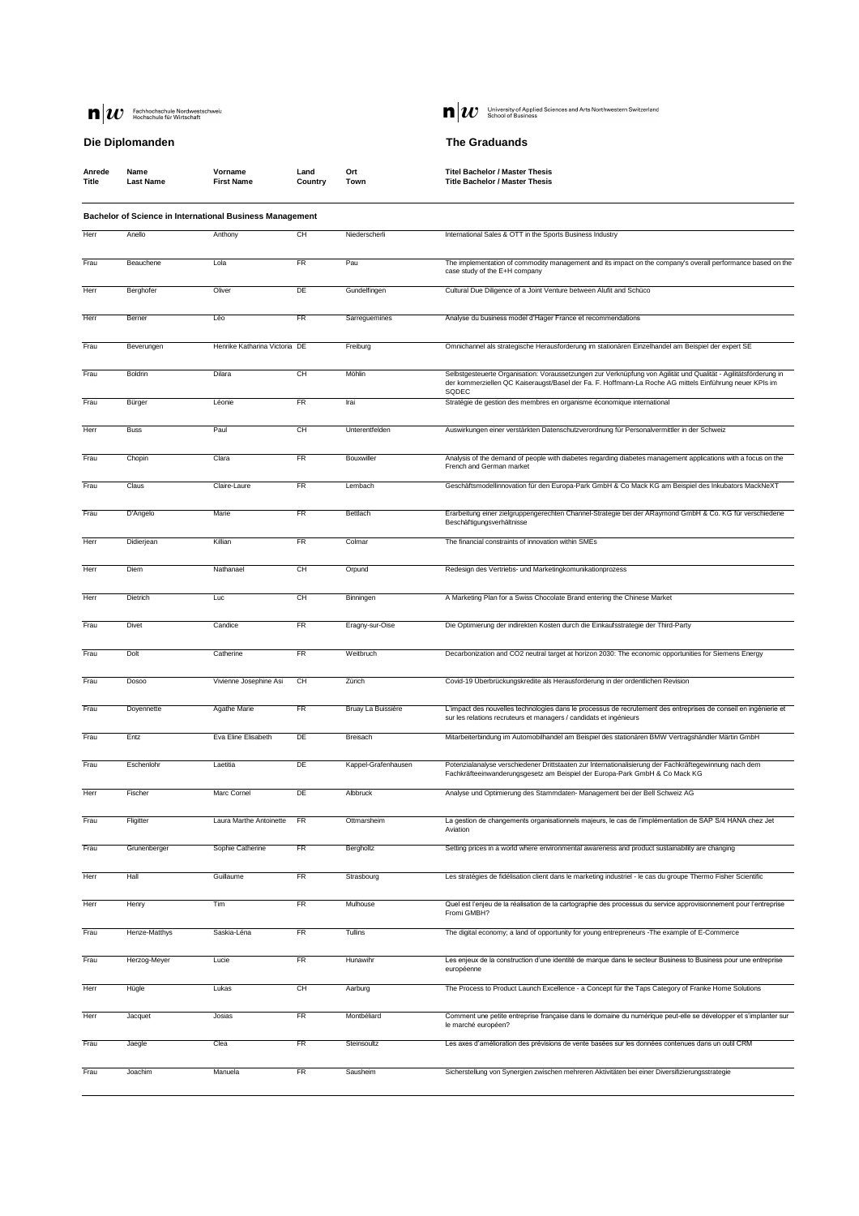Fachhochschule Nordwestschweiz
Hochschule für Wirtschaft

University of Applied Sciences and Arts Northwestern Switzerland
School of Business

## Die Diplomanden

## The Graduands

| Anrede Title | Name Last Name | Vorname First Name | Land Country | Ort Town | Titel Bachelor / Master Thesis Title Bachelor / Master Thesis |
|---|---|---|---|---|---|
| **Bachelor of Science in International Business Management** | | | | | |
| Herr | Anello | Anthony | CH | Niederscherli | International Sales & OTT in the Sports Business Industry |
| Frau | Beauchene | Lola | FR | Pau | The implementation of commodity management and its impact on the company's overall performance based on the case study of the E+H company |
| Herr | Berghofer | Oliver | DE | Gundelfingen | Cultural Due Diligence of a Joint Venture between Alufit and Schüco |
| Herr | Berner | Léo | FR | Sarreguemines | Analyse du business model d'Hager France et recommendations |
| Frau | Beverungen | Henrike Katharina Victoria | DE | Freiburg | Omnichannel als strategische Herausforderung im stationären Einzelhandel am Beispiel der expert SE |
| Frau | Boldrin | Dilara | CH | Möhlin | Selbstgesteuerte Organisation: Voraussetzungen zur Verknüpfung von Agilität und Qualität - Agilitätsförderung in der kommerziellen QC Kaiseraugst/Basel der Fa. F. Hoffmann-La Roche AG mittels Einführung neuer KPIs im SQDEC |
| Frau | Bürger | Léonie | FR | Irai | Stratégie de gestion des membres en organisme économique international |
| Herr | Buss | Paul | CH | Unterentfelden | Auswirkungen einer verstärkten Datenschutzverordnung für Personalvermittler in der Schweiz |
| Frau | Chopin | Clara | FR | Bouxwiller | Analysis of the demand of people with diabetes regarding diabetes management applications with a focus on the French and German market |
| Frau | Claus | Claire-Laure | FR | Lembach | Geschäftsmodellinnovation für den Europa-Park GmbH & Co Mack KG am Beispiel des Inkubators MackNeXT |
| Frau | D'Angelo | Marie | FR | Bettlach | Erarbeitung einer zielgruppengerechten Channel-Strategie bei der ARaymond GmbH & Co. KG für verschiedene Beschäftigungsverhältnisse |
| Herr | Didierjean | Killian | FR | Colmar | The financial constraints of innovation within SMEs |
| Herr | Diem | Nathanael | CH | Orpund | Redesign des Vertriebs- und Marketingkomunikationprozess |
| Herr | Dietrich | Luc | CH | Binningen | A Marketing Plan for a Swiss Chocolate Brand entering the Chinese Market |
| Frau | Divet | Candice | FR | Eragny-sur-Oise | Die Optimierung der indirekten Kosten durch die Einkaufsstrategie der Third-Party |
| Frau | Dolt | Catherine | FR | Weitbruch | Decarbonization and CO2 neutral target at horizon 2030: The economic opportunities for Siemens Energy |
| Frau | Dosoo | Vivienne Josephine Asi | CH | Zürich | Covid-19 Überbrückungskredite als Herausforderung in der ordentlichen Revision |
| Frau | Doyennette | Agathe Marie | FR | Bruay La Buissière | L'impact des nouvelles technologies dans le processus de recrutement des entreprises de conseil en ingénierie et sur les relations recruteurs et managers / candidats et ingénieurs |
| Frau | Entz | Eva Eline Elisabeth | DE | Breisach | Mitarbeiterbindung im Automobilhandel am Beispiel des stationären BMW Vertragshändler Märtin GmbH |
| Frau | Eschenlohr | Laetitia | DE | Kappel-Grafenhausen | Potenzialanalyse verschiedener Drittstaaten zur Internationalisierung der Fachkräftegewinnung nach dem Fachkräfteeinwanderungsgesetz am Beispiel der Europa-Park GmbH & Co Mack KG |
| Herr | Fischer | Marc Cornel | DE | Albbruck | Analyse und Optimierung des Stammdaten- Management bei der Bell Schweiz AG |
| Frau | Fligitter | Laura Marthe Antoinette | FR | Ottmarsheim | La gestion de changements organisationnels majeurs, le cas de l'implémentation de SAP S/4 HANA chez Jet Aviation |
| Frau | Grunenberger | Sophie Catherine | FR | Bergholtz | Setting prices in a world where environmental awareness and product sustainability are changing |
| Herr | Hall | Guillaume | FR | Strasbourg | Les stratégies de fidélisation client dans le marketing industriel - le cas du groupe Thermo Fisher Scientific |
| Herr | Henry | Tim | FR | Mulhouse | Quel est l'enjeu de la réalisation de la cartographie des processus du service approvisionnement pour l'entreprise Fromi GMBH? |
| Frau | Henze-Matthys | Saskia-Léna | FR | Tullins | The digital economy; a land of opportunity for young entrepreneurs -The example of E-Commerce |
| Frau | Herzog-Meyer | Lucie | FR | Hunawihr | Les enjeux de la construction d'une identité de marque dans le secteur Business to Business pour une entreprise européenne |
| Herr | Hügle | Lukas | CH | Aarburg | The Process to Product Launch Excellence - a Concept für the Taps Category of Franke Home Solutions |
| Herr | Jacquet | Josias | FR | Montbéliard | Comment une petite entreprise française dans le domaine du numérique peut-elle se développer et s'implanter sur le marché européen? |
| Frau | Jaegle | Clea | FR | Steinsoultz | Les axes d'amélioration des prévisions de vente basées sur les données contenues dans un outil CRM |
| Frau | Joachim | Manuela | FR | Sausheim | Sicherstellung von Synergien zwischen mehreren Aktivitäten bei einer Diversifizierungsstrategie |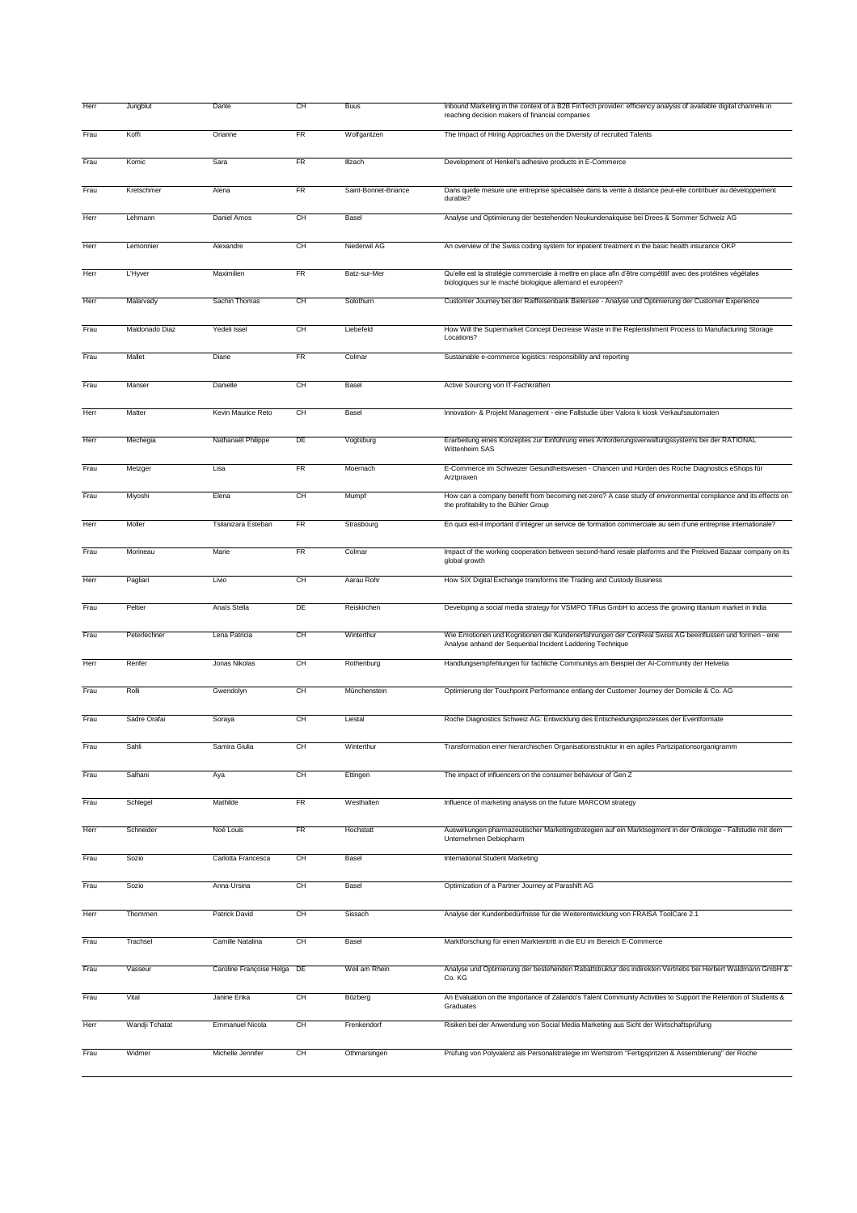| | | | | | |
|---|---|---|---|---|---|
| Herr | Jungblut | Dante | CH | Buus | Inbound Marketing in the context of a B2B FinTech provider: efficiency analysis of available digital channels in reaching decision makers of financial companies |
| Frau | Koffi | Orianne | FR | Wolfgantzen | The Impact of Hiring Approaches on the Diversity of recruited Talents |
| Frau | Komic | Sara | FR | Illzach | Development of Henkel's adhesive products in E-Commerce |
| Frau | Kretschmer | Alena | FR | Saint-Bonnet-Briance | Dans quelle mesure une entreprise spécialisée dans la vente à distance peut-elle contribuer au développement durable? |
| Herr | Lehmann | Daniel Amos | CH | Basel | Analyse und Optimierung der bestehenden Neukundenakquise bei Drees & Sommer Schweiz AG |
| Herr | Lemonnier | Alexandre | CH | Niederwil AG | An overview of the Swiss coding system for inpatient treatment in the basic health insurance OKP |
| Herr | L'Hyver | Maximilien | FR | Batz-sur-Mer | Qu'elle est la stratégie commerciale à mettre en place afin d'être compétitif avec des protéines végétales biologiques sur le maché biologique allemand et européen? |
| Herr | Malarvady | Sachin Thomas | CH | Solothurn | Customer Journey bei der Raiffeisenbank Bielersee - Analyse und Optimierung der Customer Experience |
| Frau | Maldonado Diaz | Yedeli Issel | CH | Liebefeld | How Will the Supermarket Concept Decrease Waste in the Replenishment Process to Manufacturing Storage Locations? |
| Frau | Mallet | Diane | FR | Colmar | Sustainable e-commerce logistics: responsibility and reporting |
| Frau | Manser | Danielle | CH | Basel | Active Sourcing von IT-Fachkräften |
| Herr | Matter | Kevin Maurice Reto | CH | Basel | Innovation- & Projekt Management - eine Fallstudie über Valora k kiosk Verkaufsautomaten |
| Herr | Mechegia | Nathanaël Philippe | DE | Vogtsburg | Erarbeitung eines Konzeptes zur Einführung eines Anforderungsverwaltungssystems bei der RATIONAL Wittenheim SAS |
| Frau | Metzger | Lisa | FR | Moernach | E-Commerce im Schweizer Gesundheitswesen - Chancen und Hürden des Roche Diagnostics eShops für Arztpraxen |
| Frau | Miyoshi | Elena | CH | Mumpf | How can a company benefit from becoming net-zero? A case study of environmental compliance and its effects on the profitability to the Bühler Group |
| Herr | Moller | Tsilanizara Esteban | FR | Strasbourg | En quoi est-il important d'intégrer un service de formation commerciale au sein d'une entreprise internationale? |
| Frau | Morineau | Marie | FR | Colmar | Impact of the working cooperation between second-hand resale platforms and the Preloved Bazaar company on its global growth |
| Herr | Pagliari | Livio | CH | Aarau Rohr | How SIX Digital Exchange transforms the Trading and Custody Business |
| Frau | Peltier | Anaïs Stella | DE | Reiskirchen | Developing a social media strategy for VSMPO TiRus GmbH to access the growing titanium market in India |
| Frau | Peterlechner | Lena Patricia | CH | Winterthur | Wie Emotionen und Kognitionen die Kundenerfahrungen der ConReal Swiss AG beeinflussen und formen - eine Analyse anhand der Sequential Incident Laddering Technique |
| Herr | Renfer | Jonas Nikolas | CH | Rothenburg | Handlungsempfehlungen für fachliche Communitys am Beispiel der AI-Community der Helvetia |
| Frau | Rolli | Gwendolyn | CH | Münchenstein | Optimierung der Touchpoint Performance entlang der Customer Journey der Domicile & Co. AG |
| Frau | Sadre Orafai | Soraya | CH | Liestal | Roche Diagnostics Schweiz AG: Entwicklung des Entscheidungsprozesses der Eventformate |
| Frau | Sahli | Samira Giulia | CH | Winterthur | Transformation einer hierarchischen Organisationsstruktur in ein agiles Partizipationsorganigramm |
| Frau | Salhani | Aya | CH | Ettingen | The impact of influencers on the consumer behaviour of Gen Z |
| Frau | Schlegel | Mathilde | FR | Westhalten | Influence of marketing analysis on the future MARCOM strategy |
| Herr | Schneider | Noé Louis | FR | Hochstatt | Auswirkungen pharmazeutischer Marketingstrategien auf ein Marktsegment in der Onkologie - Fallstudie mit dem Unternehmen Debiopharm |
| Frau | Sozio | Carlotta Francesca | CH | Basel | International Student Marketing |
| Frau | Sozio | Anna-Ursina | CH | Basel | Optimization of a Partner Journey at Parashift AG |
| Herr | Thommen | Patrick David | CH | Sissach | Analyse der Kundenbedürfnisse für die Weiterentwicklung von FRAISA ToolCare 2.1 |
| Frau | Trachsel | Camille Natalina | CH | Basel | Marktforschung für einen Markteintritt in die EU im Bereich E-Commerce |
| Frau | Vasseur | Caroline Françoise Helga | DE | Weil am Rhein | Analyse und Optimierung der bestehenden Rabattstruktur des indirekten Vertriebs bei Herbert Waldmann GmbH & Co. KG |
| Frau | Vital | Janine Erika | CH | Bözberg | An Evaluation on the Importance of Zalando's Talent Community Activities to Support the Retention of Students & Graduates |
| Herr | Wandji Tchatat | Emmanuel Nicola | CH | Frenkendorf | Risiken bei der Anwendung von Social Media Marketing aus Sicht der Wirtschaftsprüfung |
| Frau | Widmer | Michelle Jennifer | CH | Othmarsingen | Prüfung von Polyvalenz als Personalstrategie im Wertstrom "Fertigspritzen & Assemblierung" der Roche |